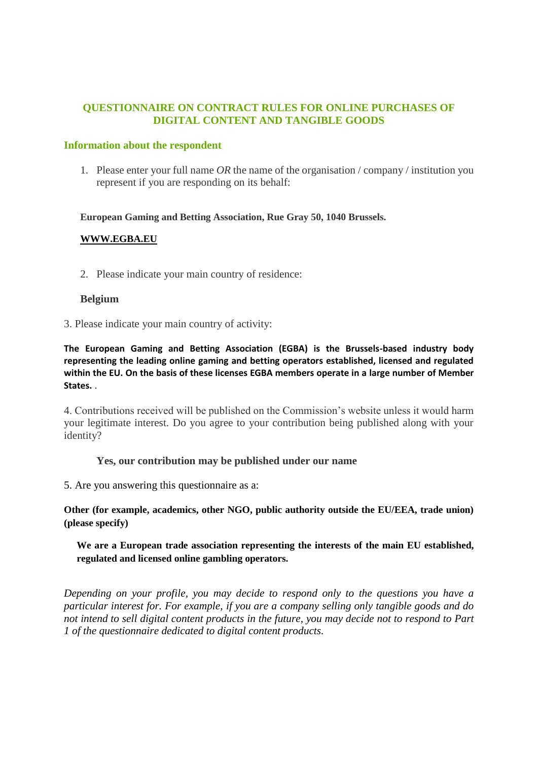# QUESTIONNAIRE ON CONTRACT RULES FOR ONLINE PURCHASES OF DIGITAL CONTENT AND TANGIBLE GOODS

## Information about the respondent

1. Please enter your full name *OR* the name of the organisation / company / institution you represent if you are responding on its behalf:

**European Gaming and Betting Association, Rue Gray 50, 1040 Brussels.**

**WWW.EGBA.EU**

2. Please indicate your main country of residence:

**Belgium**

3. Please indicate your main country of activity:

**The European Gaming and Betting Association (EGBA) is the Brussels-based industry body representing the leading online gaming and betting operators established, licensed and regulated within the EU. On the basis of these licenses EGBA members operate in a large number of Member States.** .

4. Contributions received will be published on the Commission's website unless it would harm your legitimate interest. Do you agree to your contribution being published along with your identity?

**Yes, our contribution may be published under our name**

5. Are you answering this questionnaire as a:

**Other (for example, academics, other NGO, public authority outside the EU/EEA, trade union) (please specify)**

**We are a European trade association representing the interests of the main EU established, regulated and licensed online gambling operators.**

*Depending on your profile, you may decide to respond only to the questions you have a particular interest for. For example, if you are a company selling only tangible goods and do not intend to sell digital content products in the future, you may decide not to respond to Part 1 of the questionnaire dedicated to digital content products.*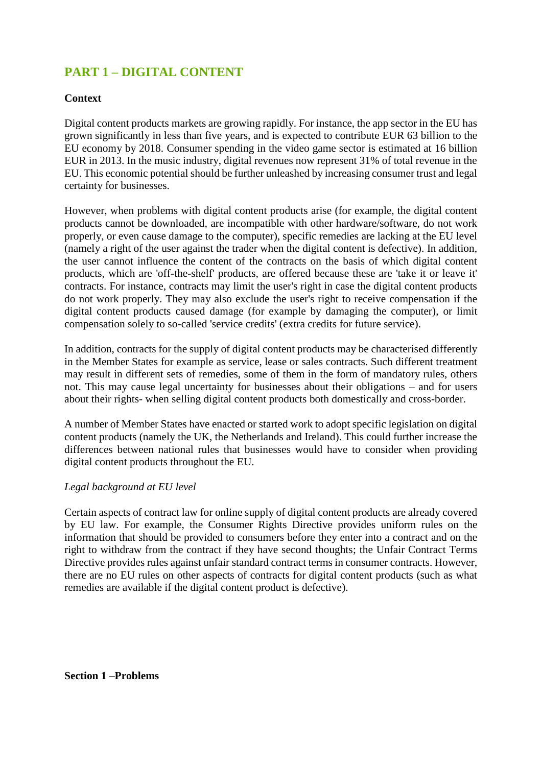# PART 1 – DIGITAL CONTENT

**Context**

Digital content products markets are growing rapidly. For instance, the app sector in the EU has grown significantly in less than five years, and is expected to contribute EUR 63 billion to the EU economy by 2018. Consumer spending in the video game sector is estimated at 16 billion EUR in 2013. In the music industry, digital revenues now represent 31% of total revenue in the EU. This economic potential should be further unleashed by increasing consumer trust and legal certainty for businesses.

However, when problems with digital content products arise (for example, the digital content products cannot be downloaded, are incompatible with other hardware/software, do not work properly, or even cause damage to the computer), specific remedies are lacking at the EU level (namely a right of the user against the trader when the digital content is defective). In addition, the user cannot influence the content of the contracts on the basis of which digital content products, which are 'off-the-shelf' products, are offered because these are 'take it or leave it' contracts. For instance, contracts may limit the user's right in case the digital content products do not work properly. They may also exclude the user's right to receive compensation if the digital content products caused damage (for example by damaging the computer), or limit compensation solely to so-called 'service credits' (extra credits for future service).

In addition, contracts for the supply of digital content products may be characterised differently in the Member States for example as service, lease or sales contracts. Such different treatment may result in different sets of remedies, some of them in the form of mandatory rules, others not. This may cause legal uncertainty for businesses about their obligations – and for users about their rights- when selling digital content products both domestically and cross-border.

A number of Member States have enacted or started work to adopt specific legislation on digital content products (namely the UK, the Netherlands and Ireland). This could further increase the differences between national rules that businesses would have to consider when providing digital content products throughout the EU.

*Legal background at EU level*

Certain aspects of contract law for online supply of digital content products are already covered by EU law. For example, the Consumer Rights Directive provides uniform rules on the information that should be provided to consumers before they enter into a contract and on the right to withdraw from the contract if they have second thoughts; the Unfair Contract Terms Directive provides rules against unfair standard contract terms in consumer contracts. However, there are no EU rules on other aspects of contracts for digital content products (such as what remedies are available if the digital content product is defective).

**Section 1 –Problems**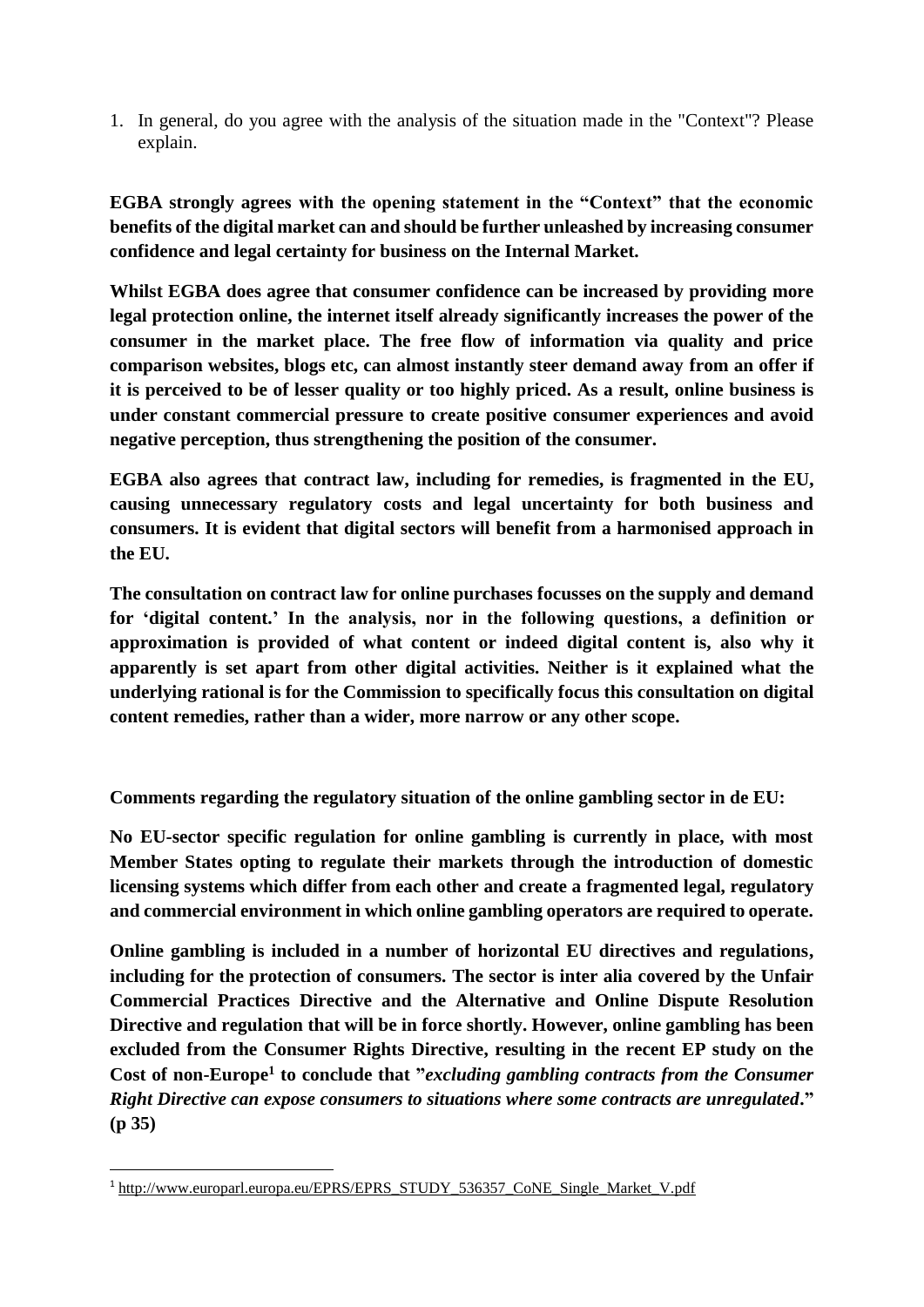1. In general, do you agree with the analysis of the situation made in the "Context"? Please explain.

**EGBA strongly agrees with the opening statement in the "Context" that the economic benefits of the digital market can and should be further unleashed by increasing consumer confidence and legal certainty for business on the Internal Market.**

**Whilst EGBA does agree that consumer confidence can be increased by providing more legal protection online, the internet itself already significantly increases the power of the consumer in the market place. The free flow of information via quality and price comparison websites, blogs etc, can almost instantly steer demand away from an offer if it is perceived to be of lesser quality or too highly priced. As a result, online business is under constant commercial pressure to create positive consumer experiences and avoid negative perception, thus strengthening the position of the consumer.**

**EGBA also agrees that contract law, including for remedies, is fragmented in the EU, causing unnecessary regulatory costs and legal uncertainty for both business and consumers. It is evident that digital sectors will benefit from a harmonised approach in the EU.**

**The consultation on contract law for online purchases focusses on the supply and demand for 'digital content.' In the analysis, nor in the following questions, a definition or approximation is provided of what content or indeed digital content is, also why it apparently is set apart from other digital activities. Neither is it explained what the underlying rational is for the Commission to specifically focus this consultation on digital content remedies, rather than a wider, more narrow or any other scope.**

**Comments regarding the regulatory situation of the online gambling sector in de EU:**

**No EU-sector specific regulation for online gambling is currently in place, with most Member States opting to regulate their markets through the introduction of domestic licensing systems which differ from each other and create a fragmented legal, regulatory and commercial environment in which online gambling operators are required to operate.**

**Online gambling is included in a number of horizontal EU directives and regulations, including for the protection of consumers. The sector is inter alia covered by the Unfair Commercial Practices Directive and the Alternative and Online Dispute Resolution Directive and regulation that will be in force shortly. However, online gambling has been excluded from the Consumer Rights Directive, resulting in the recent EP study on the Cost of non-Europe[1] to conclude that "*excluding gambling contracts from the Consumer Right Directive can expose consumers to situations where some contracts are unregulated*." (p 35)**

[1] http://www.europarl.europa.eu/EPRS/EPRS_STUDY_536357_CoNE_Single_Market_V.pdf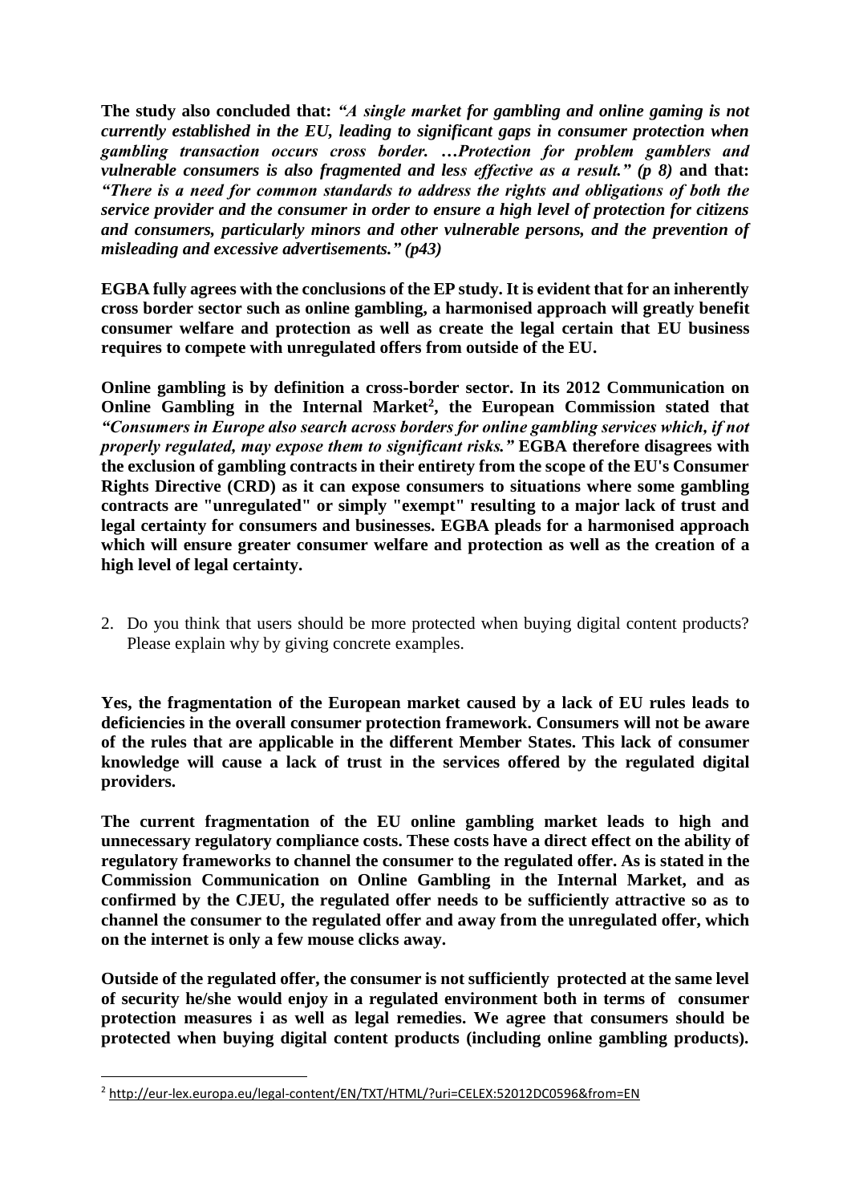**The study also concluded that:** ***"A single market for gambling and online gaming is not currently established in the EU, leading to significant gaps in consumer protection when gambling transaction occurs cross border. …Protection for problem gamblers and vulnerable consumers is also fragmented and less effective as a result." (p 8)*** **and that:** ***"There is a need for common standards to address the rights and obligations of both the service provider and the consumer in order to ensure a high level of protection for citizens and consumers, particularly minors and other vulnerable persons, and the prevention of misleading and excessive advertisements." (p43)***

**EGBA fully agrees with the conclusions of the EP study. It is evident that for an inherently cross border sector such as online gambling, a harmonised approach will greatly benefit consumer welfare and protection as well as create the legal certain that EU business requires to compete with unregulated offers from outside of the EU.**

**Online gambling is by definition a cross-border sector. In its 2012 Communication on Online Gambling in the Internal Market[2], the European Commission stated that** ***"Consumers in Europe also search across borders for online gambling services which, if not properly regulated, may expose them to significant risks."*** **EGBA therefore disagrees with the exclusion of gambling contracts in their entirety from the scope of the EU's Consumer Rights Directive (CRD) as it can expose consumers to situations where some gambling contracts are "unregulated" or simply "exempt" resulting to a major lack of trust and legal certainty for consumers and businesses. EGBA pleads for a harmonised approach which will ensure greater consumer welfare and protection as well as the creation of a high level of legal certainty.**

2. Do you think that users should be more protected when buying digital content products? Please explain why by giving concrete examples.

**Yes, the fragmentation of the European market caused by a lack of EU rules leads to deficiencies in the overall consumer protection framework. Consumers will not be aware of the rules that are applicable in the different Member States. This lack of consumer knowledge will cause a lack of trust in the services offered by the regulated digital providers.**

**The current fragmentation of the EU online gambling market leads to high and unnecessary regulatory compliance costs. These costs have a direct effect on the ability of regulatory frameworks to channel the consumer to the regulated offer. As is stated in the Commission Communication on Online Gambling in the Internal Market, and as confirmed by the CJEU, the regulated offer needs to be sufficiently attractive so as to channel the consumer to the regulated offer and away from the unregulated offer, which on the internet is only a few mouse clicks away.**

**Outside of the regulated offer, the consumer is not sufficiently protected at the same level of security he/she would enjoy in a regulated environment both in terms of consumer protection measures i as well as legal remedies. We agree that consumers should be protected when buying digital content products (including online gambling products).**

[2] http://eur-lex.europa.eu/legal-content/EN/TXT/HTML/?uri=CELEX:52012DC0596&from=EN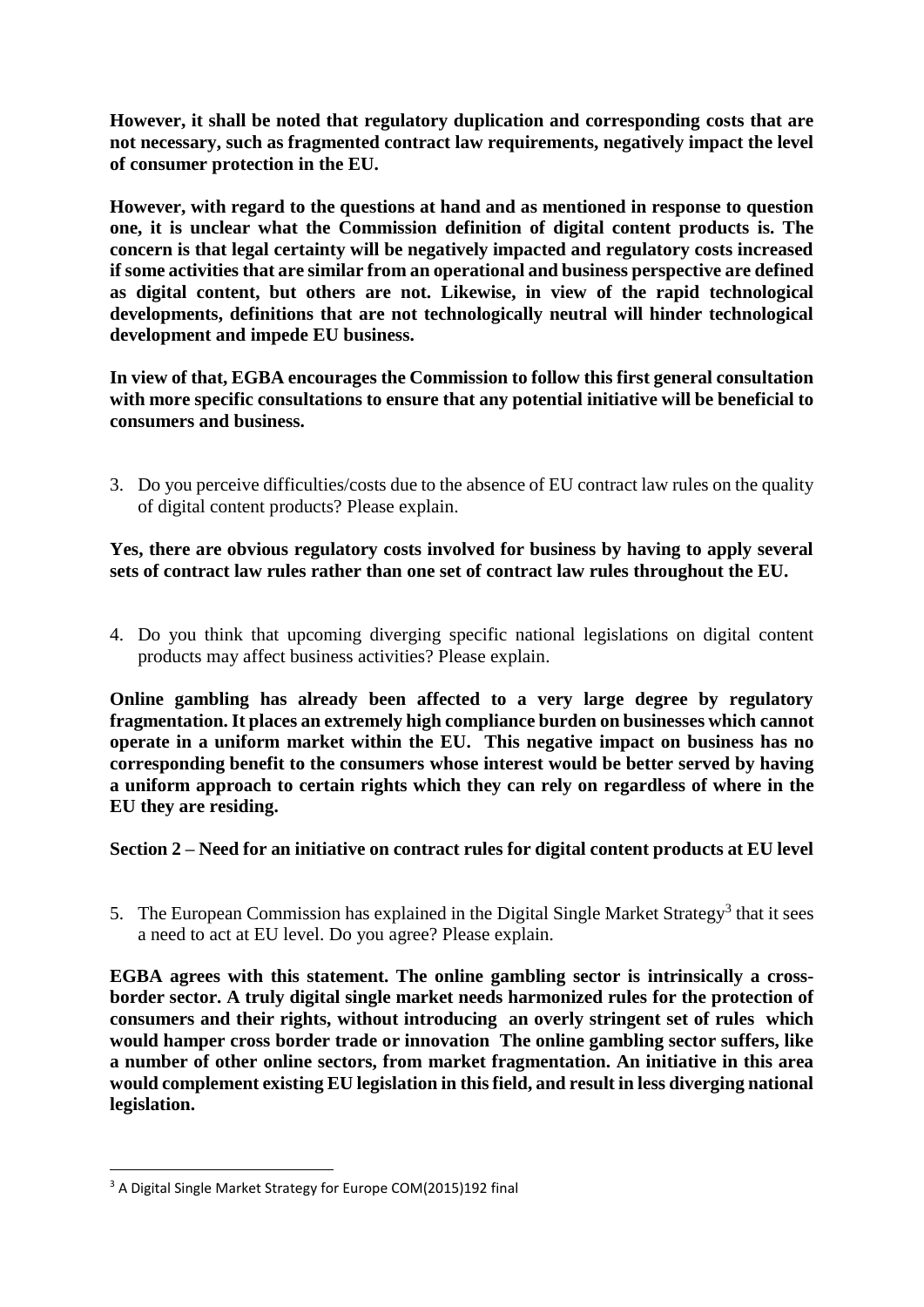**However, it shall be noted that regulatory duplication and corresponding costs that are not necessary, such as fragmented contract law requirements, negatively impact the level of consumer protection in the EU.**

**However, with regard to the questions at hand and as mentioned in response to question one, it is unclear what the Commission definition of digital content products is. The concern is that legal certainty will be negatively impacted and regulatory costs increased if some activities that are similar from an operational and business perspective are defined as digital content, but others are not. Likewise, in view of the rapid technological developments, definitions that are not technologically neutral will hinder technological development and impede EU business.**

**In view of that, EGBA encourages the Commission to follow this first general consultation with more specific consultations to ensure that any potential initiative will be beneficial to consumers and business.**

3. Do you perceive difficulties/costs due to the absence of EU contract law rules on the quality of digital content products? Please explain.

**Yes, there are obvious regulatory costs involved for business by having to apply several sets of contract law rules rather than one set of contract law rules throughout the EU.**

4. Do you think that upcoming diverging specific national legislations on digital content products may affect business activities? Please explain.

**Online gambling has already been affected to a very large degree by regulatory fragmentation. It places an extremely high compliance burden on businesses which cannot operate in a uniform market within the EU. This negative impact on business has no corresponding benefit to the consumers whose interest would be better served by having a uniform approach to certain rights which they can rely on regardless of where in the EU they are residing.**

**Section 2 – Need for an initiative on contract rules for digital content products at EU level**

5. The European Commission has explained in the Digital Single Market Strategy[3] that it sees a need to act at EU level. Do you agree? Please explain.

**EGBA agrees with this statement. The online gambling sector is intrinsically a cross-border sector. A truly digital single market needs harmonized rules for the protection of consumers and their rights, without introducing an overly stringent set of rules which would hamper cross border trade or innovation The online gambling sector suffers, like a number of other online sectors, from market fragmentation. An initiative in this area would complement existing EU legislation in this field, and result in less diverging national legislation.**

[3] A Digital Single Market Strategy for Europe COM(2015)192 final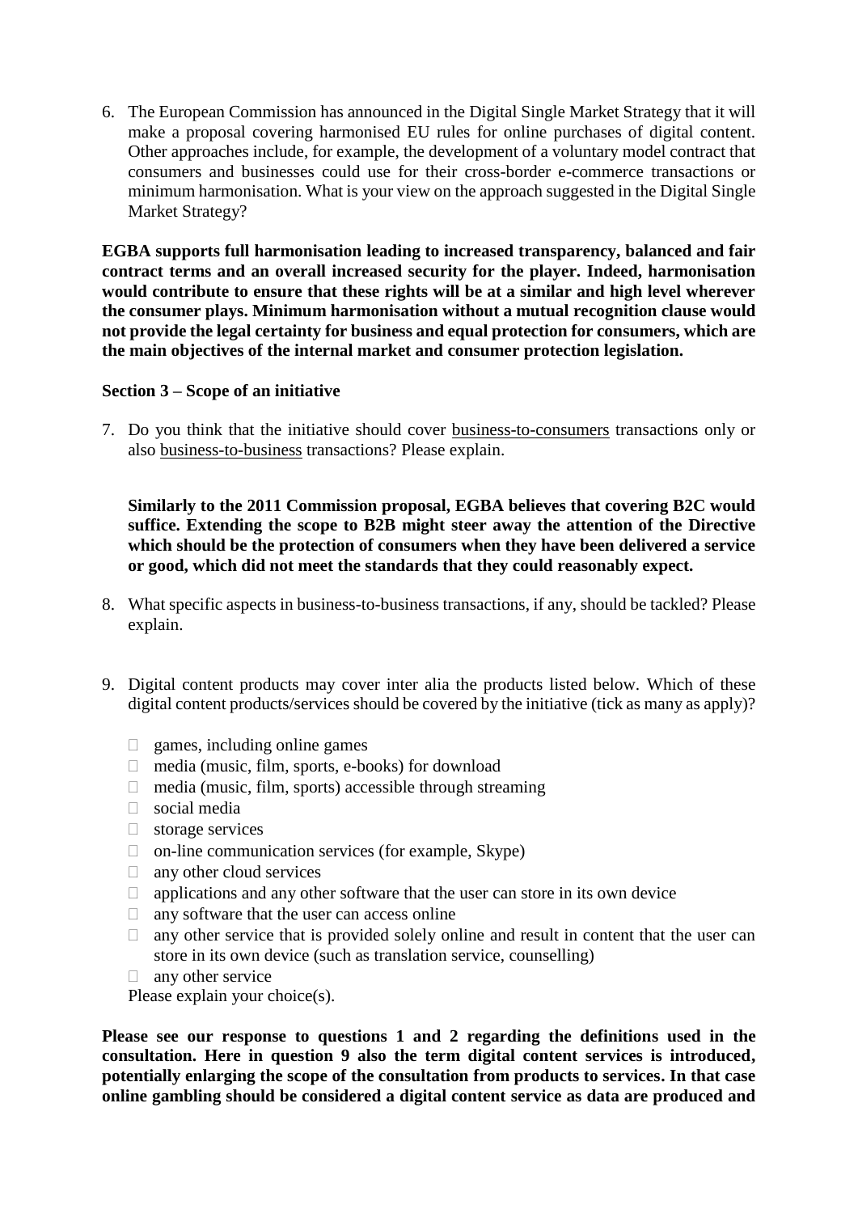6. The European Commission has announced in the Digital Single Market Strategy that it will make a proposal covering harmonised EU rules for online purchases of digital content. Other approaches include, for example, the development of a voluntary model contract that consumers and businesses could use for their cross-border e-commerce transactions or minimum harmonisation. What is your view on the approach suggested in the Digital Single Market Strategy?

**EGBA supports full harmonisation leading to increased transparency, balanced and fair contract terms and an overall increased security for the player. Indeed, harmonisation would contribute to ensure that these rights will be at a similar and high level wherever the consumer plays. Minimum harmonisation without a mutual recognition clause would not provide the legal certainty for business and equal protection for consumers, which are the main objectives of the internal market and consumer protection legislation.**

**Section 3 – Scope of an initiative**

7. Do you think that the initiative should cover business-to-consumers transactions only or also business-to-business transactions? Please explain.

   **Similarly to the 2011 Commission proposal, EGBA believes that covering B2C would suffice. Extending the scope to B2B might steer away the attention of the Directive which should be the protection of consumers when they have been delivered a service or good, which did not meet the standards that they could reasonably expect.**

8. What specific aspects in business-to-business transactions, if any, should be tackled? Please explain.

9. Digital content products may cover inter alia the products listed below. Which of these digital content products/services should be covered by the initiative (tick as many as apply)?

   - ☐ games, including online games
   - ☐ media (music, film, sports, e-books) for download
   - ☐ media (music, film, sports) accessible through streaming
   - ☐ social media
   - ☐ storage services
   - ☐ on-line communication services (for example, Skype)
   - ☐ any other cloud services
   - ☐ applications and any other software that the user can store in its own device
   - ☐ any software that the user can access online
   - ☐ any other service that is provided solely online and result in content that the user can store in its own device (such as translation service, counselling)
   - ☐ any other service

   Please explain your choice(s).

**Please see our response to questions 1 and 2 regarding the definitions used in the consultation. Here in question 9 also the term digital content services is introduced, potentially enlarging the scope of the consultation from products to services. In that case online gambling should be considered a digital content service as data are produced and**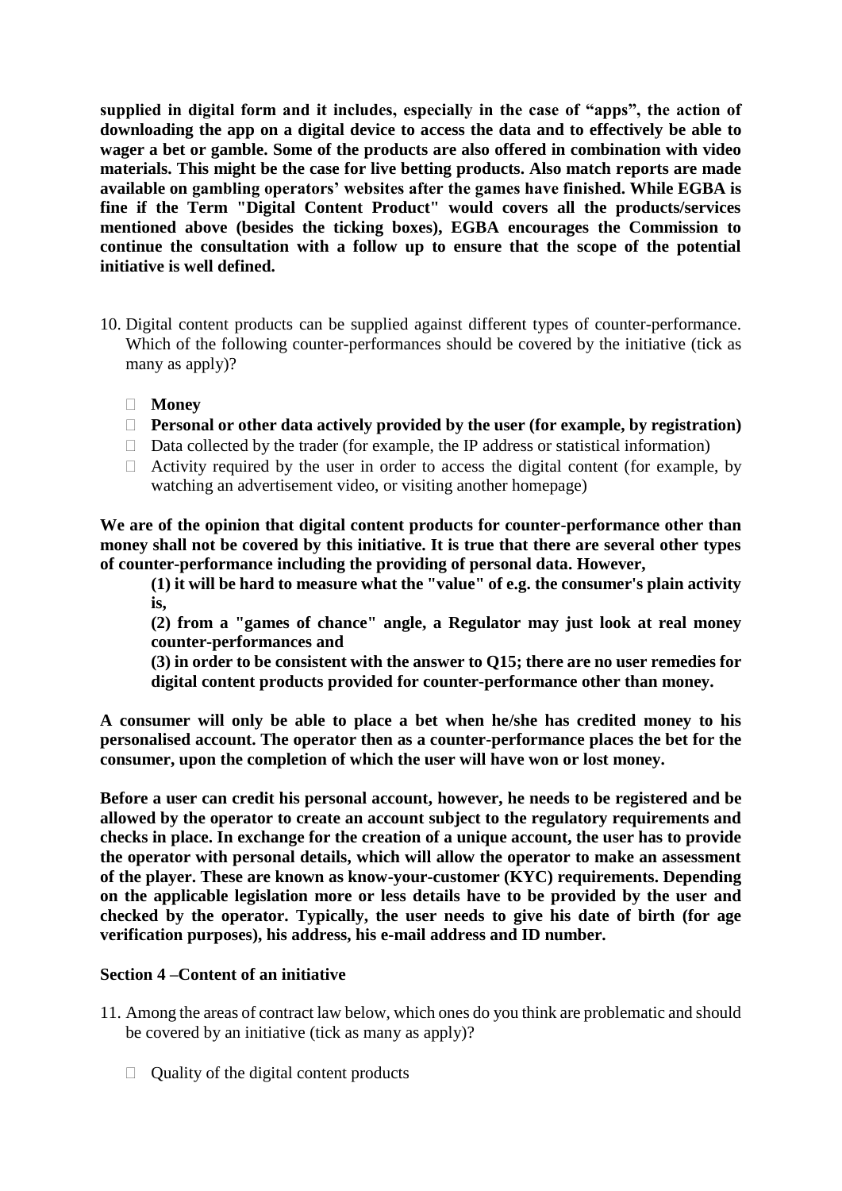**supplied in digital form and it includes, especially in the case of "apps", the action of downloading the app on a digital device to access the data and to effectively be able to wager a bet or gamble. Some of the products are also offered in combination with video materials. This might be the case for live betting products. Also match reports are made available on gambling operators' websites after the games have finished. While EGBA is fine if the Term "Digital Content Product" would covers all the products/services mentioned above (besides the ticking boxes), EGBA encourages the Commission to continue the consultation with a follow up to ensure that the scope of the potential initiative is well defined.**

10. Digital content products can be supplied against different types of counter-performance. Which of the following counter-performances should be covered by the initiative (tick as many as apply)?

    - ☐ **Money**
    - ☐ **Personal or other data actively provided by the user (for example, by registration)**
    - ☐ Data collected by the trader (for example, the IP address or statistical information)
    - ☐ Activity required by the user in order to access the digital content (for example, by watching an advertisement video, or visiting another homepage)

**We are of the opinion that digital content products for counter-performance other than money shall not be covered by this initiative. It is true that there are several other types of counter-performance including the providing of personal data. However,**

> **(1) it will be hard to measure what the "value" of e.g. the consumer's plain activity is,**
>
> **(2) from a "games of chance" angle, a Regulator may just look at real money counter-performances and**
>
> **(3) in order to be consistent with the answer to Q15; there are no user remedies for digital content products provided for counter-performance other than money.**

**A consumer will only be able to place a bet when he/she has credited money to his personalised account. The operator then as a counter-performance places the bet for the consumer, upon the completion of which the user will have won or lost money.**

**Before a user can credit his personal account, however, he needs to be registered and be allowed by the operator to create an account subject to the regulatory requirements and checks in place. In exchange for the creation of a unique account, the user has to provide the operator with personal details, which will allow the operator to make an assessment of the player. These are known as know-your-customer (KYC) requirements. Depending on the applicable legislation more or less details have to be provided by the user and checked by the operator. Typically, the user needs to give his date of birth (for age verification purposes), his address, his e-mail address and ID number.**

**Section 4 –Content of an initiative**

11. Among the areas of contract law below, which ones do you think are problematic and should be covered by an initiative (tick as many as apply)?

    - ☐ Quality of the digital content products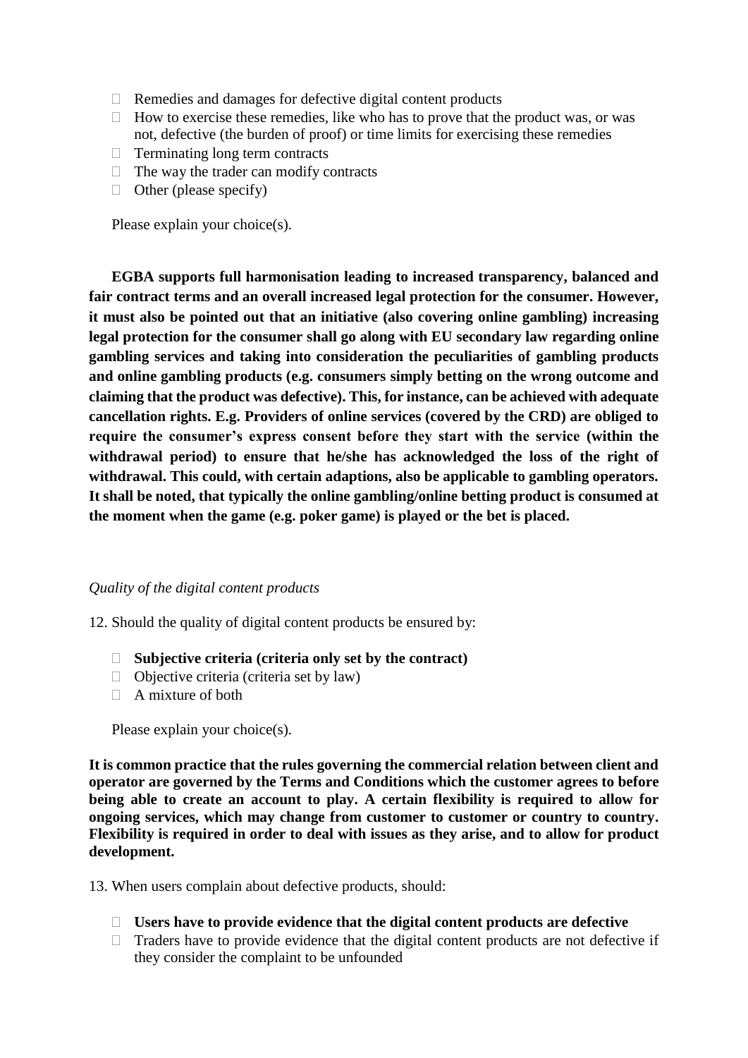- Remedies and damages for defective digital content products
- How to exercise these remedies, like who has to prove that the product was, or was not, defective (the burden of proof) or time limits for exercising these remedies
- Terminating long term contracts
- The way the trader can modify contracts
- Other (please specify)

Please explain your choice(s).

**EGBA supports full harmonisation leading to increased transparency, balanced and fair contract terms and an overall increased legal protection for the consumer. However, it must also be pointed out that an initiative (also covering online gambling) increasing legal protection for the consumer shall go along with EU secondary law regarding online gambling services and taking into consideration the peculiarities of gambling products and online gambling products (e.g. consumers simply betting on the wrong outcome and claiming that the product was defective). This, for instance, can be achieved with adequate cancellation rights. E.g. Providers of online services (covered by the CRD) are obliged to require the consumer's express consent before they start with the service (within the withdrawal period) to ensure that he/she has acknowledged the loss of the right of withdrawal. This could, with certain adaptions, also be applicable to gambling operators. It shall be noted, that typically the online gambling/online betting product is consumed at the moment when the game (e.g. poker game) is played or the bet is placed.**

*Quality of the digital content products*

12. Should the quality of digital content products be ensured by:

- **Subjective criteria (criteria only set by the contract)**
- Objective criteria (criteria set by law)
- A mixture of both

Please explain your choice(s).

**It is common practice that the rules governing the commercial relation between client and operator are governed by the Terms and Conditions which the customer agrees to before being able to create an account to play. A certain flexibility is required to allow for ongoing services, which may change from customer to customer or country to country. Flexibility is required in order to deal with issues as they arise, and to allow for product development.**

13. When users complain about defective products, should:

- **Users have to provide evidence that the digital content products are defective**
- Traders have to provide evidence that the digital content products are not defective if they consider the complaint to be unfounded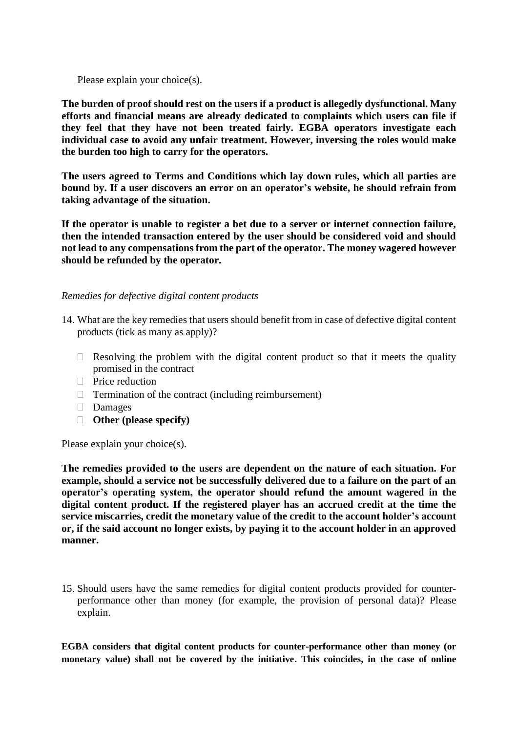Please explain your choice(s).

**The burden of proof should rest on the users if a product is allegedly dysfunctional. Many efforts and financial means are already dedicated to complaints which users can file if they feel that they have not been treated fairly. EGBA operators investigate each individual case to avoid any unfair treatment. However, inversing the roles would make the burden too high to carry for the operators.**

**The users agreed to Terms and Conditions which lay down rules, which all parties are bound by. If a user discovers an error on an operator's website, he should refrain from taking advantage of the situation.**

**If the operator is unable to register a bet due to a server or internet connection failure, then the intended transaction entered by the user should be considered void and should not lead to any compensations from the part of the operator. The money wagered however should be refunded by the operator.**

*Remedies for defective digital content products*

14. What are the key remedies that users should benefit from in case of defective digital content products (tick as many as apply)?

    - ☐ Resolving the problem with the digital content product so that it meets the quality promised in the contract
    - ☐ Price reduction
    - ☐ Termination of the contract (including reimbursement)
    - ☐ Damages
    - ☐ **Other (please specify)**

Please explain your choice(s).

**The remedies provided to the users are dependent on the nature of each situation. For example, should a service not be successfully delivered due to a failure on the part of an operator's operating system, the operator should refund the amount wagered in the digital content product. If the registered player has an accrued credit at the time the service miscarries, credit the monetary value of the credit to the account holder's account or, if the said account no longer exists, by paying it to the account holder in an approved manner.**

15. Should users have the same remedies for digital content products provided for counter-performance other than money (for example, the provision of personal data)? Please explain.

**EGBA considers that digital content products for counter-performance other than money (or monetary value) shall not be covered by the initiative. This coincides, in the case of online**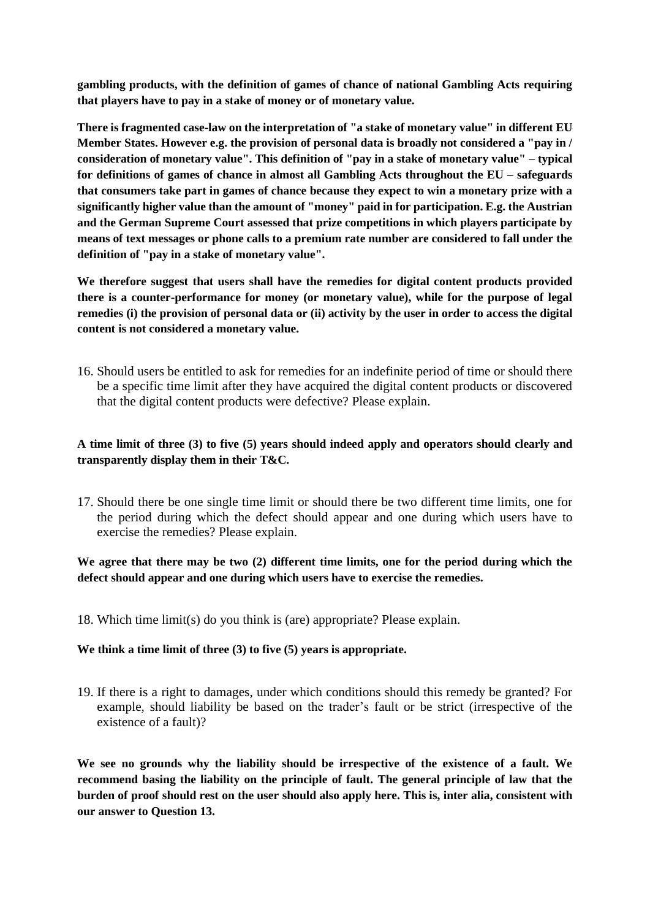**gambling products, with the definition of games of chance of national Gambling Acts requiring that players have to pay in a stake of money or of monetary value.**

**There is fragmented case-law on the interpretation of "a stake of monetary value" in different EU Member States. However e.g. the provision of personal data is broadly not considered a "pay in / consideration of monetary value". This definition of "pay in a stake of monetary value" – typical for definitions of games of chance in almost all Gambling Acts throughout the EU – safeguards that consumers take part in games of chance because they expect to win a monetary prize with a significantly higher value than the amount of "money" paid in for participation. E.g. the Austrian and the German Supreme Court assessed that prize competitions in which players participate by means of text messages or phone calls to a premium rate number are considered to fall under the definition of "pay in a stake of monetary value".**

**We therefore suggest that users shall have the remedies for digital content products provided there is a counter-performance for money (or monetary value), while for the purpose of legal remedies (i) the provision of personal data or (ii) activity by the user in order to access the digital content is not considered a monetary value.**

16. Should users be entitled to ask for remedies for an indefinite period of time or should there be a specific time limit after they have acquired the digital content products or discovered that the digital content products were defective? Please explain.

**A time limit of three (3) to five (5) years should indeed apply and operators should clearly and transparently display them in their T&C.**

17. Should there be one single time limit or should there be two different time limits, one for the period during which the defect should appear and one during which users have to exercise the remedies? Please explain.

**We agree that there may be two (2) different time limits, one for the period during which the defect should appear and one during which users have to exercise the remedies.**

18. Which time limit(s) do you think is (are) appropriate? Please explain.

**We think a time limit of three (3) to five (5) years is appropriate.**

19. If there is a right to damages, under which conditions should this remedy be granted? For example, should liability be based on the trader's fault or be strict (irrespective of the existence of a fault)?

**We see no grounds why the liability should be irrespective of the existence of a fault. We recommend basing the liability on the principle of fault. The general principle of law that the burden of proof should rest on the user should also apply here. This is, inter alia, consistent with our answer to Question 13.**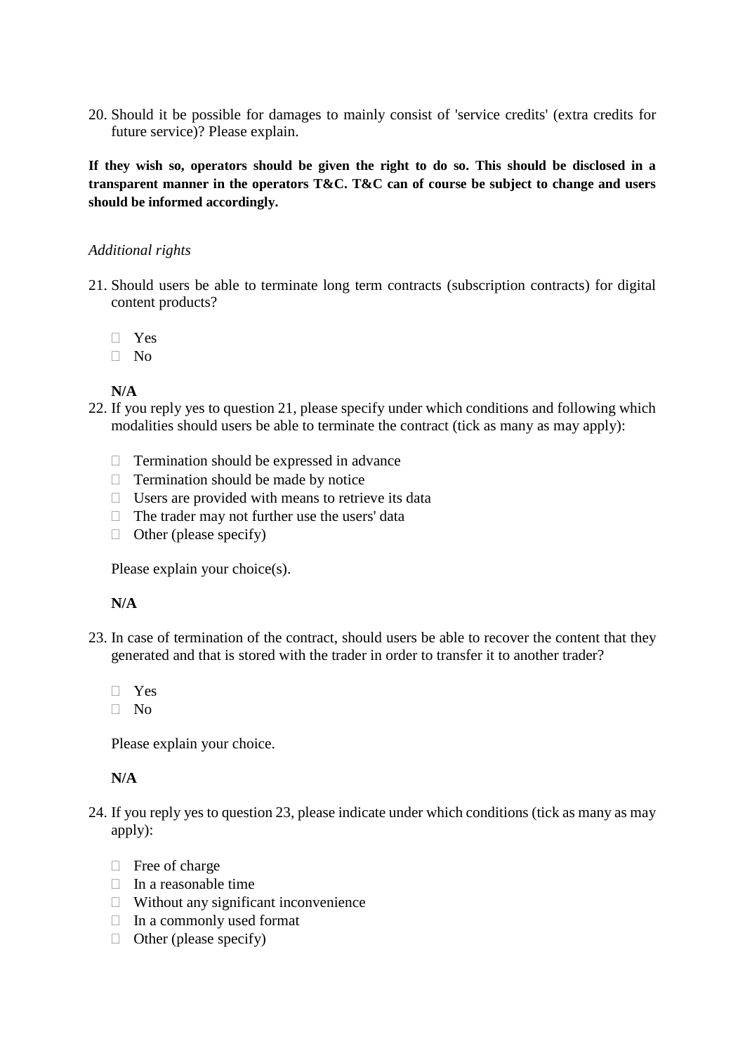20. Should it be possible for damages to mainly consist of 'service credits' (extra credits for future service)? Please explain.

**If they wish so, operators should be given the right to do so. This should be disclosed in a transparent manner in the operators T&C. T&C can of course be subject to change and users should be informed accordingly.**

*Additional rights*

21. Should users be able to terminate long term contracts (subscription contracts) for digital content products?

    - ☐ Yes
    - ☐ No

    **N/A**

22. If you reply yes to question 21, please specify under which conditions and following which modalities should users be able to terminate the contract (tick as many as may apply):

    - ☐ Termination should be expressed in advance
    - ☐ Termination should be made by notice
    - ☐ Users are provided with means to retrieve its data
    - ☐ The trader may not further use the users' data
    - ☐ Other (please specify)

    Please explain your choice(s).

    **N/A**

23. In case of termination of the contract, should users be able to recover the content that they generated and that is stored with the trader in order to transfer it to another trader?

    - ☐ Yes
    - ☐ No

    Please explain your choice.

    **N/A**

24. If you reply yes to question 23, please indicate under which conditions (tick as many as may apply):

    - ☐ Free of charge
    - ☐ In a reasonable time
    - ☐ Without any significant inconvenience
    - ☐ In a commonly used format
    - ☐ Other (please specify)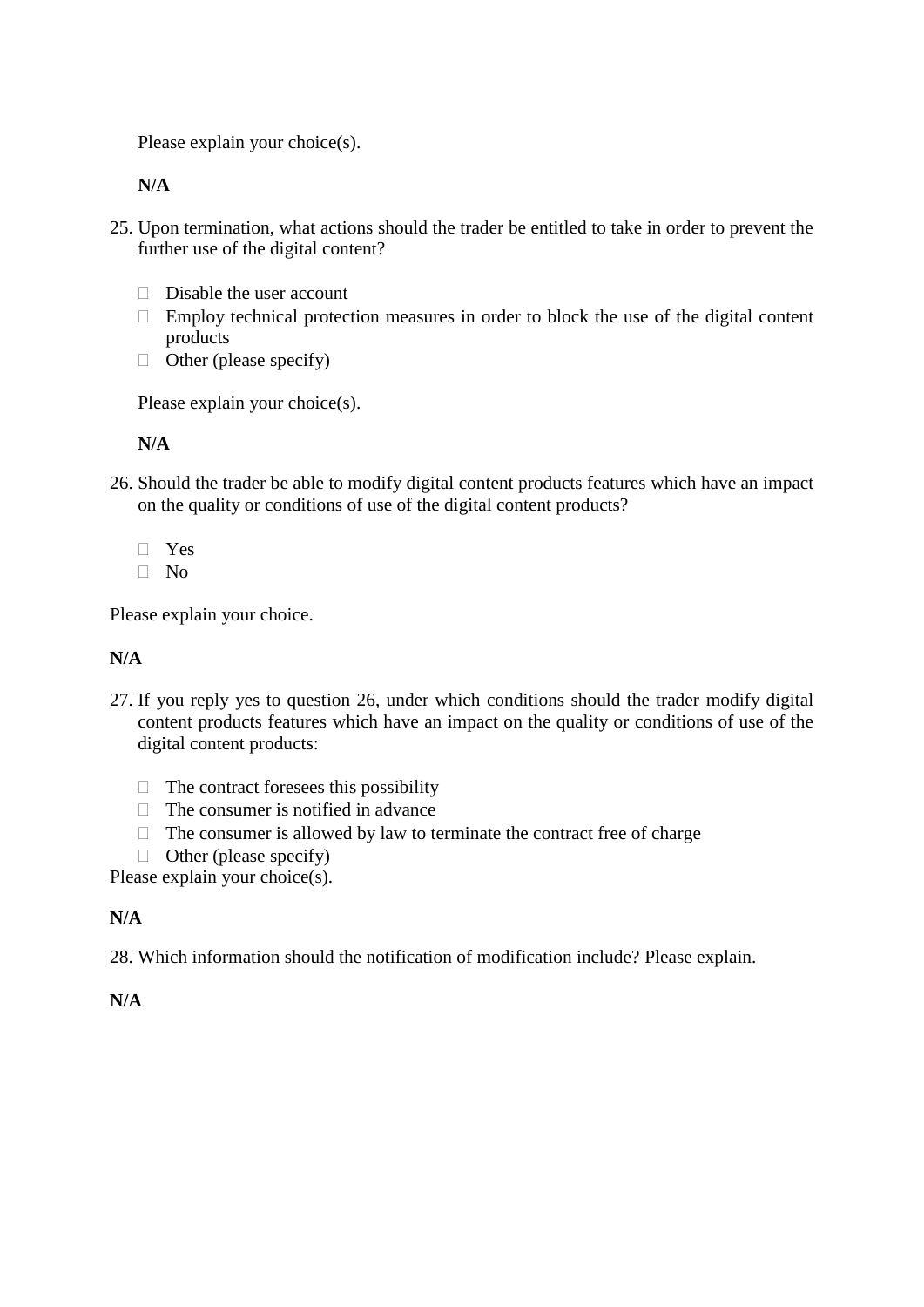Please explain your choice(s).

**N/A**

25. Upon termination, what actions should the trader be entitled to take in order to prevent the further use of the digital content?

   - Disable the user account
   - Employ technical protection measures in order to block the use of the digital content products
   - Other (please specify)

   Please explain your choice(s).

   **N/A**

26. Should the trader be able to modify digital content products features which have an impact on the quality or conditions of use of the digital content products?

   - Yes
   - No

Please explain your choice.

**N/A**

27. If you reply yes to question 26, under which conditions should the trader modify digital content products features which have an impact on the quality or conditions of use of the digital content products:

   - The contract foresees this possibility
   - The consumer is notified in advance
   - The consumer is allowed by law to terminate the contract free of charge
   - Other (please specify)

Please explain your choice(s).

**N/A**

28. Which information should the notification of modification include? Please explain.

**N/A**